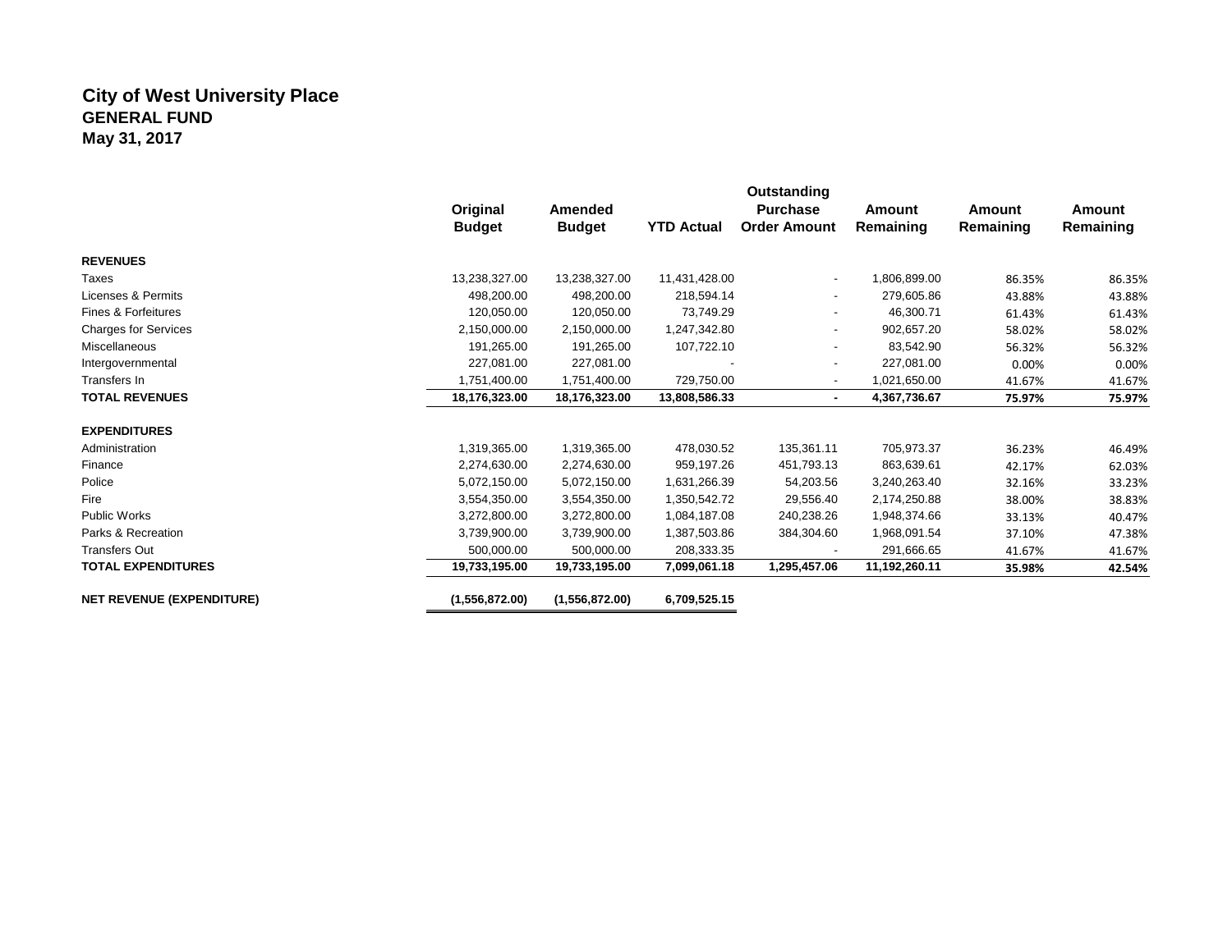# City of West University Place
## GENERAL FUND
## May 31, 2017

| | Original Budget | Amended Budget | YTD Actual | Outstanding Purchase Order Amount | Amount Remaining | Amount Remaining | Amount Remaining |
|---|---|---|---|---|---|---|---|
| **REVENUES** | | | | | | | |
| Taxes | 13,238,327.00 | 13,238,327.00 | 11,431,428.00 | - | 1,806,899.00 | 86.35% | 86.35% |
| Licenses & Permits | 498,200.00 | 498,200.00 | 218,594.14 | - | 279,605.86 | 43.88% | 43.88% |
| Fines & Forfeitures | 120,050.00 | 120,050.00 | 73,749.29 | - | 46,300.71 | 61.43% | 61.43% |
| Charges for Services | 2,150,000.00 | 2,150,000.00 | 1,247,342.80 | - | 902,657.20 | 58.02% | 58.02% |
| Miscellaneous | 191,265.00 | 191,265.00 | 107,722.10 | - | 83,542.90 | 56.32% | 56.32% |
| Intergovernmental | 227,081.00 | 227,081.00 | - | - | 227,081.00 | 0.00% | 0.00% |
| Transfers In | 1,751,400.00 | 1,751,400.00 | 729,750.00 | - | 1,021,650.00 | 41.67% | 41.67% |
| **TOTAL REVENUES** | **18,176,323.00** | **18,176,323.00** | **13,808,586.33** | **-** | **4,367,736.67** | **75.97%** | **75.97%** |
| **EXPENDITURES** | | | | | | | |
| Administration | 1,319,365.00 | 1,319,365.00 | 478,030.52 | 135,361.11 | 705,973.37 | 36.23% | 46.49% |
| Finance | 2,274,630.00 | 2,274,630.00 | 959,197.26 | 451,793.13 | 863,639.61 | 42.17% | 62.03% |
| Police | 5,072,150.00 | 5,072,150.00 | 1,631,266.39 | 54,203.56 | 3,240,263.40 | 32.16% | 33.23% |
| Fire | 3,554,350.00 | 3,554,350.00 | 1,350,542.72 | 29,556.40 | 2,174,250.88 | 38.00% | 38.83% |
| Public Works | 3,272,800.00 | 3,272,800.00 | 1,084,187.08 | 240,238.26 | 1,948,374.66 | 33.13% | 40.47% |
| Parks & Recreation | 3,739,900.00 | 3,739,900.00 | 1,387,503.86 | 384,304.60 | 1,968,091.54 | 37.10% | 47.38% |
| Transfers Out | 500,000.00 | 500,000.00 | 208,333.35 | - | 291,666.65 | 41.67% | 41.67% |
| **TOTAL EXPENDITURES** | **19,733,195.00** | **19,733,195.00** | **7,099,061.18** | **1,295,457.06** | **11,192,260.11** | **35.98%** | **42.54%** |
| **NET REVENUE (EXPENDITURE)** | **(1,556,872.00)** | **(1,556,872.00)** | **6,709,525.15** | | | | |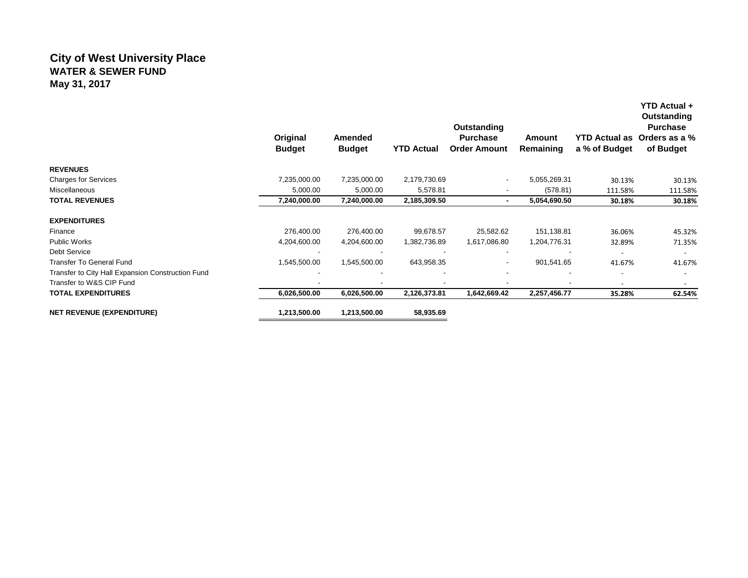# City of West University Place
## WATER & SEWER FUND
### May 31, 2017

| | Original Budget | Amended Budget | YTD Actual | Outstanding Purchase Order Amount | Amount Remaining | YTD Actual as a % of Budget | YTD Actual + Outstanding Purchase Orders as a % of Budget |
|---|---|---|---|---|---|---|---|
| **REVENUES** | | | | | | | |
| Charges for Services | 7,235,000.00 | 7,235,000.00 | 2,179,730.69 | - | 5,055,269.31 | 30.13% | 30.13% |
| Miscellaneous | 5,000.00 | 5,000.00 | 5,578.81 | - | (578.81) | 111.58% | 111.58% |
| **TOTAL REVENUES** | **7,240,000.00** | **7,240,000.00** | **2,185,309.50** | **-** | **5,054,690.50** | **30.18%** | **30.18%** |
| **EXPENDITURES** | | | | | | | |
| Finance | 276,400.00 | 276,400.00 | 99,678.57 | 25,582.62 | 151,138.81 | 36.06% | 45.32% |
| Public Works | 4,204,600.00 | 4,204,600.00 | 1,382,736.89 | 1,617,086.80 | 1,204,776.31 | 32.89% | 71.35% |
| Debt Service | - | - | - | - | - | - | - |
| Transfer To General Fund | 1,545,500.00 | 1,545,500.00 | 643,958.35 | - | 901,541.65 | 41.67% | 41.67% |
| Transfer to City Hall Expansion Construction Fund | - | - | - | - | - | - | - |
| Transfer to W&S CIP Fund | - | - | - | - | - | - | - |
| **TOTAL EXPENDITURES** | **6,026,500.00** | **6,026,500.00** | **2,126,373.81** | **1,642,669.42** | **2,257,456.77** | **35.28%** | **62.54%** |
| **NET REVENUE (EXPENDITURE)** | **1,213,500.00** | **1,213,500.00** | **58,935.69** | | | | |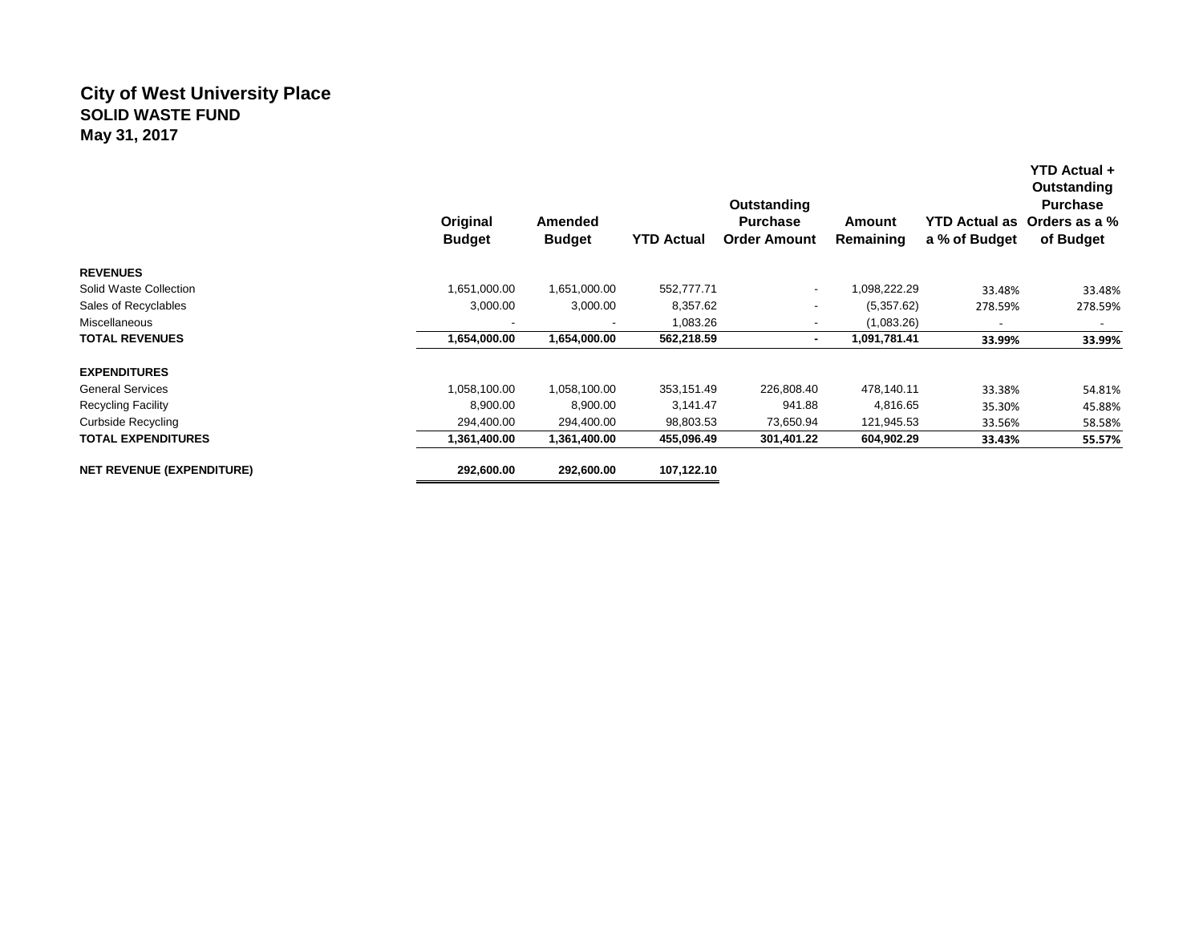# City of West University Place
## SOLID WASTE FUND
### May 31, 2017

| | Original Budget | Amended Budget | YTD Actual | Outstanding Purchase Order Amount | Amount Remaining | YTD Actual as a % of Budget | YTD Actual + Outstanding Purchase Orders as a % of Budget |
|---|---|---|---|---|---|---|---|
| **REVENUES** | | | | | | | |
| Solid Waste Collection | 1,651,000.00 | 1,651,000.00 | 552,777.71 | - | 1,098,222.29 | 33.48% | 33.48% |
| Sales of Recyclables | 3,000.00 | 3,000.00 | 8,357.62 | - | (5,357.62) | 278.59% | 278.59% |
| Miscellaneous | - | - | 1,083.26 | - | (1,083.26) | - | - |
| **TOTAL REVENUES** | **1,654,000.00** | **1,654,000.00** | **562,218.59** | **-** | **1,091,781.41** | **33.99%** | **33.99%** |
| **EXPENDITURES** | | | | | | | |
| General Services | 1,058,100.00 | 1,058,100.00 | 353,151.49 | 226,808.40 | 478,140.11 | 33.38% | 54.81% |
| Recycling Facility | 8,900.00 | 8,900.00 | 3,141.47 | 941.88 | 4,816.65 | 35.30% | 45.88% |
| Curbside Recycling | 294,400.00 | 294,400.00 | 98,803.53 | 73,650.94 | 121,945.53 | 33.56% | 58.58% |
| **TOTAL EXPENDITURES** | **1,361,400.00** | **1,361,400.00** | **455,096.49** | **301,401.22** | **604,902.29** | **33.43%** | **55.57%** |
| **NET REVENUE (EXPENDITURE)** | **292,600.00** | **292,600.00** | **107,122.10** | | | | |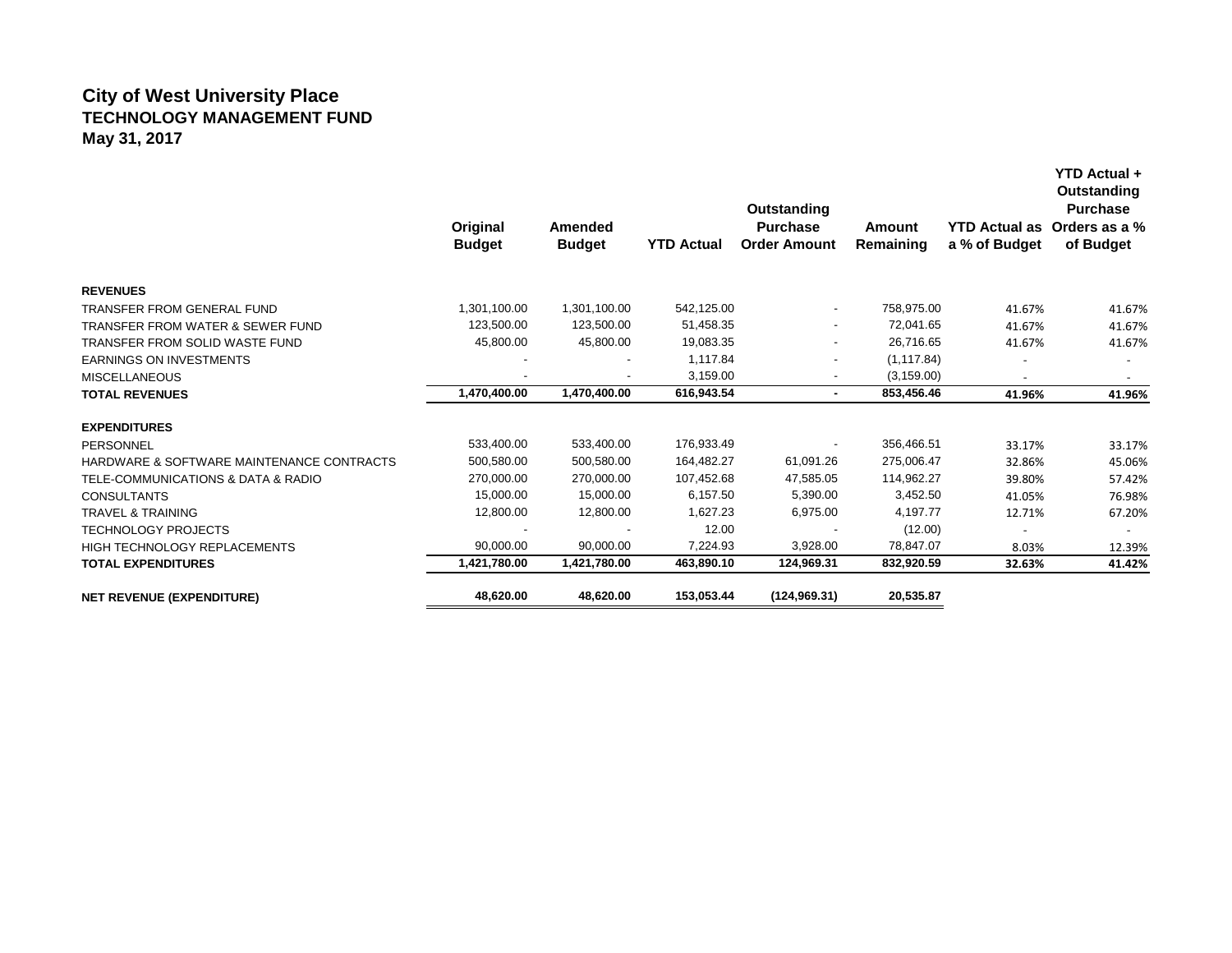# City of West University Place
## TECHNOLOGY MANAGEMENT FUND
### May 31, 2017

| | Original Budget | Amended Budget | YTD Actual | Outstanding Purchase Order Amount | Amount Remaining | YTD Actual as a % of Budget | YTD Actual + Outstanding Purchase Orders as a % of Budget |
|---|---|---|---|---|---|---|---|
| **REVENUES** | | | | | | | |
| TRANSFER FROM GENERAL FUND | 1,301,100.00 | 1,301,100.00 | 542,125.00 | - | 758,975.00 | 41.67% | 41.67% |
| TRANSFER FROM WATER & SEWER FUND | 123,500.00 | 123,500.00 | 51,458.35 | - | 72,041.65 | 41.67% | 41.67% |
| TRANSFER FROM SOLID WASTE FUND | 45,800.00 | 45,800.00 | 19,083.35 | - | 26,716.65 | 41.67% | 41.67% |
| EARNINGS ON INVESTMENTS | - | - | 1,117.84 | - | (1,117.84) | - | - |
| MISCELLANEOUS | - | - | 3,159.00 | - | (3,159.00) | - | - |
| **TOTAL REVENUES** | **1,470,400.00** | **1,470,400.00** | **616,943.54** | **-** | **853,456.46** | **41.96%** | **41.96%** |
| **EXPENDITURES** | | | | | | | |
| PERSONNEL | 533,400.00 | 533,400.00 | 176,933.49 | - | 356,466.51 | 33.17% | 33.17% |
| HARDWARE & SOFTWARE MAINTENANCE CONTRACTS | 500,580.00 | 500,580.00 | 164,482.27 | 61,091.26 | 275,006.47 | 32.86% | 45.06% |
| TELE-COMMUNICATIONS & DATA & RADIO | 270,000.00 | 270,000.00 | 107,452.68 | 47,585.05 | 114,962.27 | 39.80% | 57.42% |
| CONSULTANTS | 15,000.00 | 15,000.00 | 6,157.50 | 5,390.00 | 3,452.50 | 41.05% | 76.98% |
| TRAVEL & TRAINING | 12,800.00 | 12,800.00 | 1,627.23 | 6,975.00 | 4,197.77 | 12.71% | 67.20% |
| TECHNOLOGY PROJECTS | - | - | 12.00 | - | (12.00) | - | - |
| HIGH TECHNOLOGY REPLACEMENTS | 90,000.00 | 90,000.00 | 7,224.93 | 3,928.00 | 78,847.07 | 8.03% | 12.39% |
| **TOTAL EXPENDITURES** | **1,421,780.00** | **1,421,780.00** | **463,890.10** | **124,969.31** | **832,920.59** | **32.63%** | **41.42%** |
| **NET REVENUE (EXPENDITURE)** | **48,620.00** | **48,620.00** | **153,053.44** | **(124,969.31)** | **20,535.87** | | |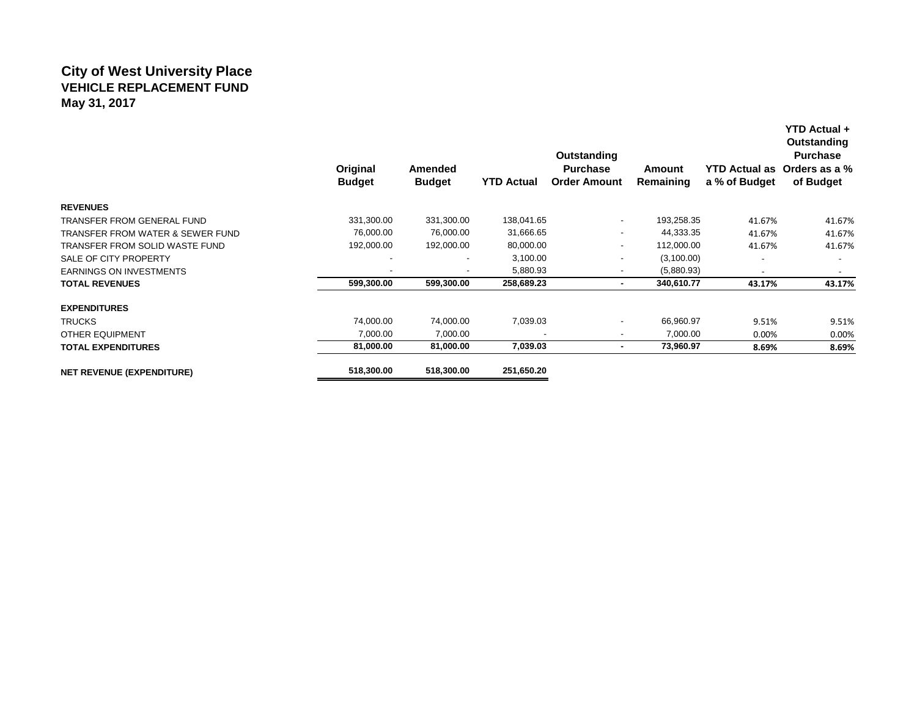# City of West University Place
## VEHICLE REPLACEMENT FUND
### May 31, 2017

| | Original Budget | Amended Budget | YTD Actual | Outstanding Purchase Order Amount | Amount Remaining | YTD Actual as a % of Budget | YTD Actual + Outstanding Purchase Orders as a % of Budget |
|---|---|---|---|---|---|---|---|
| **REVENUES** | | | | | | | |
| TRANSFER FROM GENERAL FUND | 331,300.00 | 331,300.00 | 138,041.65 | - | 193,258.35 | 41.67% | 41.67% |
| TRANSFER FROM WATER & SEWER FUND | 76,000.00 | 76,000.00 | 31,666.65 | - | 44,333.35 | 41.67% | 41.67% |
| TRANSFER FROM SOLID WASTE FUND | 192,000.00 | 192,000.00 | 80,000.00 | - | 112,000.00 | 41.67% | 41.67% |
| SALE OF CITY PROPERTY | - | - | 3,100.00 | - | (3,100.00) | - | - |
| EARNINGS ON INVESTMENTS | - | - | 5,880.93 | - | (5,880.93) | - | - |
| **TOTAL REVENUES** | **599,300.00** | **599,300.00** | **258,689.23** | **-** | **340,610.77** | **43.17%** | **43.17%** |
| **EXPENDITURES** | | | | | | | |
| TRUCKS | 74,000.00 | 74,000.00 | 7,039.03 | - | 66,960.97 | 9.51% | 9.51% |
| OTHER EQUIPMENT | 7,000.00 | 7,000.00 | - | - | 7,000.00 | 0.00% | 0.00% |
| **TOTAL EXPENDITURES** | **81,000.00** | **81,000.00** | **7,039.03** | **-** | **73,960.97** | **8.69%** | **8.69%** |
| **NET REVENUE (EXPENDITURE)** | **518,300.00** | **518,300.00** | **251,650.20** | | | | |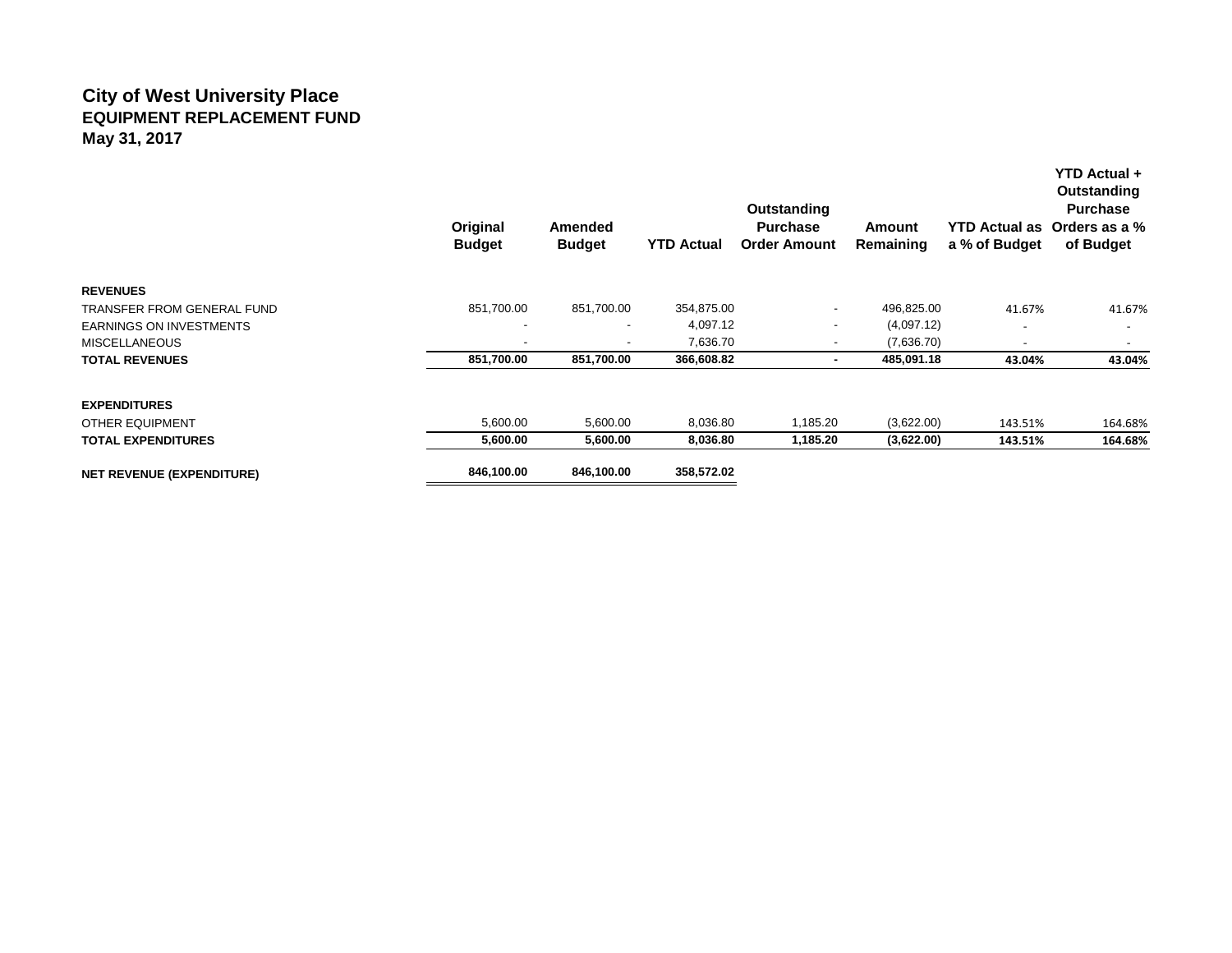# City of West University Place
## EQUIPMENT REPLACEMENT FUND
### May 31, 2017

| | Original Budget | Amended Budget | YTD Actual | Outstanding Purchase Order Amount | Amount Remaining | YTD Actual as a % of Budget | YTD Actual + Outstanding Purchase Orders as a % of Budget |
|---|---|---|---|---|---|---|---|
| **REVENUES** | | | | | | | |
| TRANSFER FROM GENERAL FUND | 851,700.00 | 851,700.00 | 354,875.00 | - | 496,825.00 | 41.67% | 41.67% |
| EARNINGS ON INVESTMENTS | - | - | 4,097.12 | - | (4,097.12) | - | - |
| MISCELLANEOUS | - | - | 7,636.70 | - | (7,636.70) | - | - |
| **TOTAL REVENUES** | **851,700.00** | **851,700.00** | **366,608.82** | **-** | **485,091.18** | **43.04%** | **43.04%** |
| **EXPENDITURES** | | | | | | | |
| OTHER EQUIPMENT | 5,600.00 | 5,600.00 | 8,036.80 | 1,185.20 | (3,622.00) | 143.51% | 164.68% |
| **TOTAL EXPENDITURES** | **5,600.00** | **5,600.00** | **8,036.80** | **1,185.20** | **(3,622.00)** | **143.51%** | **164.68%** |
| **NET REVENUE (EXPENDITURE)** | **846,100.00** | **846,100.00** | **358,572.02** | | | | |